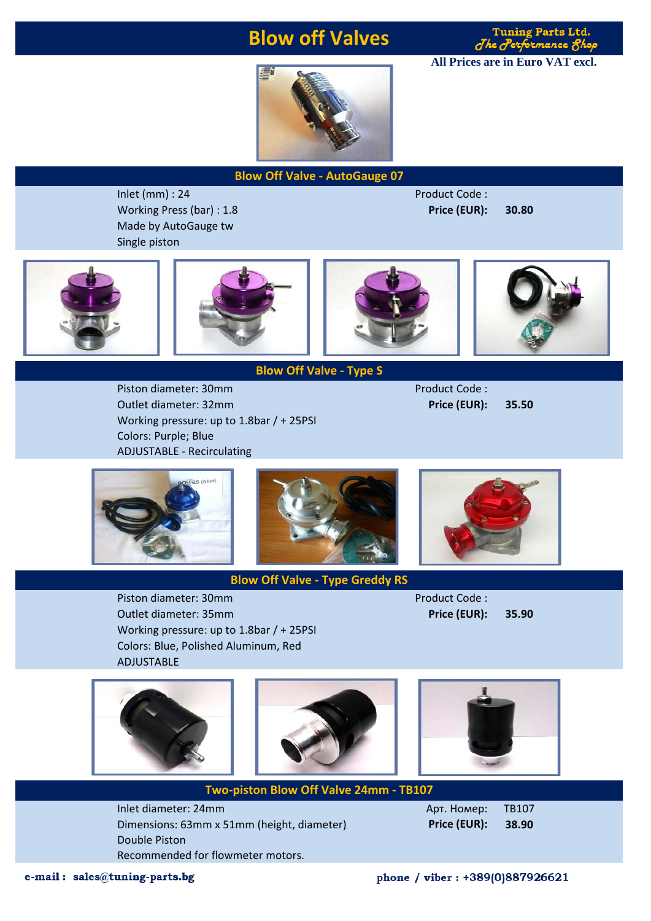# Blow off Valves

Tuning Parts Ltd.
*The Performance Shop*

**All Prices are in Euro VAT excl.**

## Blow Off Valve - AutoGauge 07

Inlet (mm) : 24
Working Press (bar) : 1.8
Made by AutoGauge tw
Single piston

Product Code :
**Price (EUR):** **30.80**

## Blow Off Valve - Type S

Piston diameter: 30mm
Outlet diameter: 32mm
Working pressure: up to 1.8bar / + 25PSI
Colors: Purple; Blue
ADJUSTABLE - Recirculating

Product Code :
**Price (EUR):** **35.50**

## Blow Off Valve - Type Greddy RS

Piston diameter: 30mm
Outlet diameter: 35mm
Working pressure: up to 1.8bar / + 25PSI
Colors: Blue, Polished Aluminum, Red
ADJUSTABLE

Product Code :
**Price (EUR):** **35.90**

## Two-piston Blow Off Valve 24mm - TB107

Inlet diameter: 24mm
Dimensions: 63mm x 51mm (height, diameter)
Double Piston
Recommended for flowmeter motors.

Арт. Номер: TB107
**Price (EUR):** **38.90**

**e-mail : sales@tuning-parts.bg**

**phone / viber : +389(0)887926621**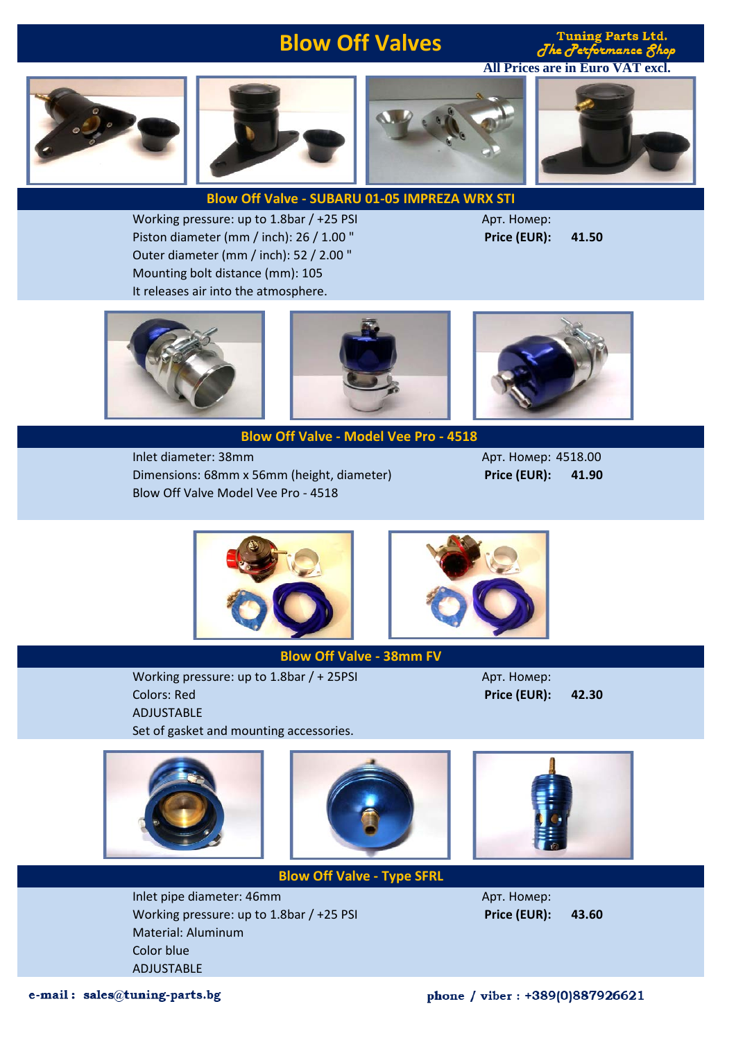# Blow Off Valves

Tuning Parts Ltd.
*The Performance Shop*

**All Prices are in Euro VAT excl.**

## Blow Off Valve - SUBARU 01-05 IMPREZA WRX STI

Working pressure: up to 1.8bar / +25 PSI
Piston diameter (mm / inch): 26 / 1.00 "
Outer diameter (mm / inch): 52 / 2.00 "
Mounting bolt distance (mm): 105
It releases air into the atmosphere.

Арт. Номер:
**Price (EUR):** **41.50**

## Blow Off Valve - Model Vee Pro - 4518

Inlet diameter: 38mm
Dimensions: 68mm x 56mm (height, diameter)
Blow Off Valve Model Vee Pro - 4518

Арт. Номер: 4518.00
**Price (EUR):** **41.90**

## Blow Off Valve - 38mm FV

Working pressure: up to 1.8bar / + 25PSI
Colors: Red
ADJUSTABLE
Set of gasket and mounting accessories.

Арт. Номер:
**Price (EUR):** **42.30**

## Blow Off Valve - Type SFRL

Inlet pipe diameter: 46mm
Working pressure: up to 1.8bar / +25 PSI
Material: Aluminum
Color blue
ADJUSTABLE

Арт. Номер:
**Price (EUR):** **43.60**

**e-mail : sales@tuning-parts.bg**

**phone / viber : +389(0)887926621**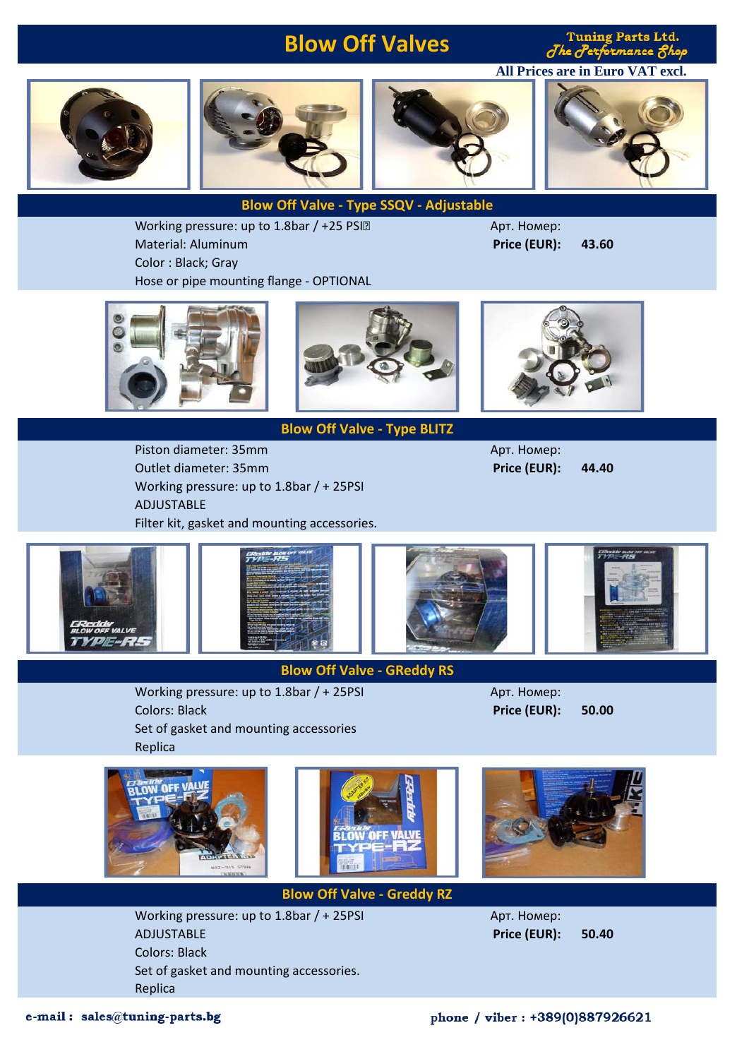# Blow Off Valves

**Tuning Parts Ltd.**
*The Performance Shop*

**All Prices are in Euro VAT excl.**

## Blow Off Valve - Type SSQV - Adjustable

Working pressure: up to 1.8bar / +25 PSI
Material: Aluminum
Color : Black; Gray
Hose or pipe mounting flange - OPTIONAL

Арт. Номер:
**Price (EUR):** **43.60**

## Blow Off Valve - Type BLITZ

Piston diameter: 35mm
Outlet diameter: 35mm
Working pressure: up to 1.8bar / + 25PSI
ADJUSTABLE
Filter kit, gasket and mounting accessories.

Арт. Номер:
**Price (EUR):** **44.40**

## Blow Off Valve - GReddy RS

Working pressure: up to 1.8bar / + 25PSI
Colors: Black
Set of gasket and mounting accessories
Replica

Арт. Номер:
**Price (EUR):** **50.00**

## Blow Off Valve - Greddy RZ

Working pressure: up to 1.8bar / + 25PSI
ADJUSTABLE
Colors: Black
Set of gasket and mounting accessories.
Replica

Арт. Номер:
**Price (EUR):** **50.40**

**e-mail : sales@tuning-parts.bg** **phone / viber : +389(0)887926621**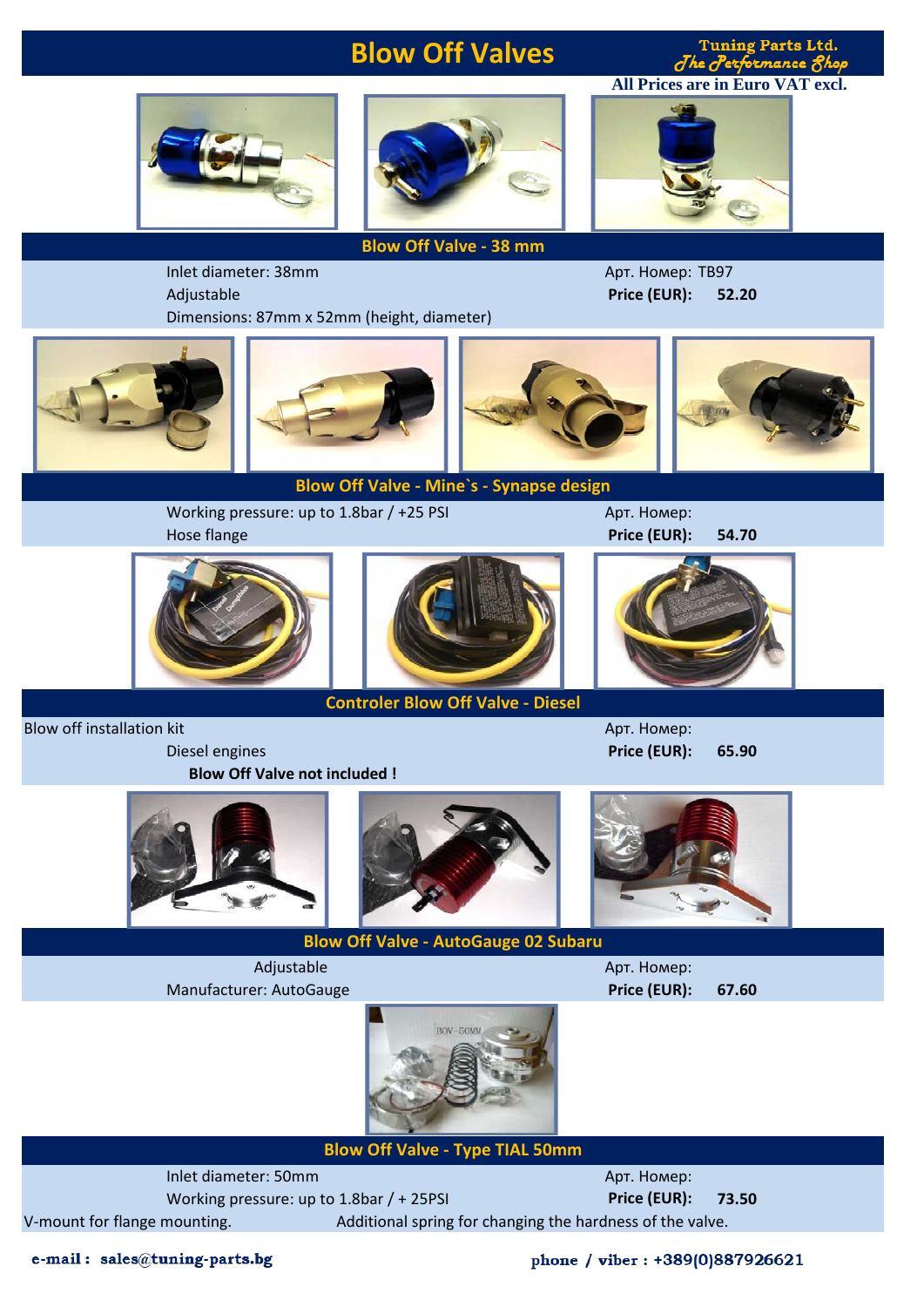# Blow Off Valves

Tuning Parts Ltd.
*The Performance Shop*

**All Prices are in Euro VAT excl.**

## Blow Off Valve - 38 mm

Inlet diameter: 38mm
Adjustable
Dimensions: 87mm x 52mm (height, diameter)

Арт. Номер: TB97
**Price (EUR): 52.20**

## Blow Off Valve - Mine`s - Synapse design

Working pressure: up to 1.8bar / +25 PSI
Hose flange

Арт. Номер:
**Price (EUR): 54.70**

## Controler Blow Off Valve - Diesel

Blow off installation kit
Diesel engines
**Blow Off Valve not included !**

Арт. Номер:
**Price (EUR): 65.90**

## Blow Off Valve - AutoGauge 02 Subaru

Adjustable
Manufacturer: AutoGauge

Арт. Номер:
**Price (EUR): 67.60**

## Blow Off Valve - Type TIAL 50mm

Inlet diameter: 50mm
Working pressure: up to 1.8bar / + 25PSI
V-mount for flange mounting.
Additional spring for changing the hardness of the valve.

Арт. Номер:
**Price (EUR): 73.50**

**e-mail : sales@tuning-parts.bg**

**phone / viber : +389(0)887926621**